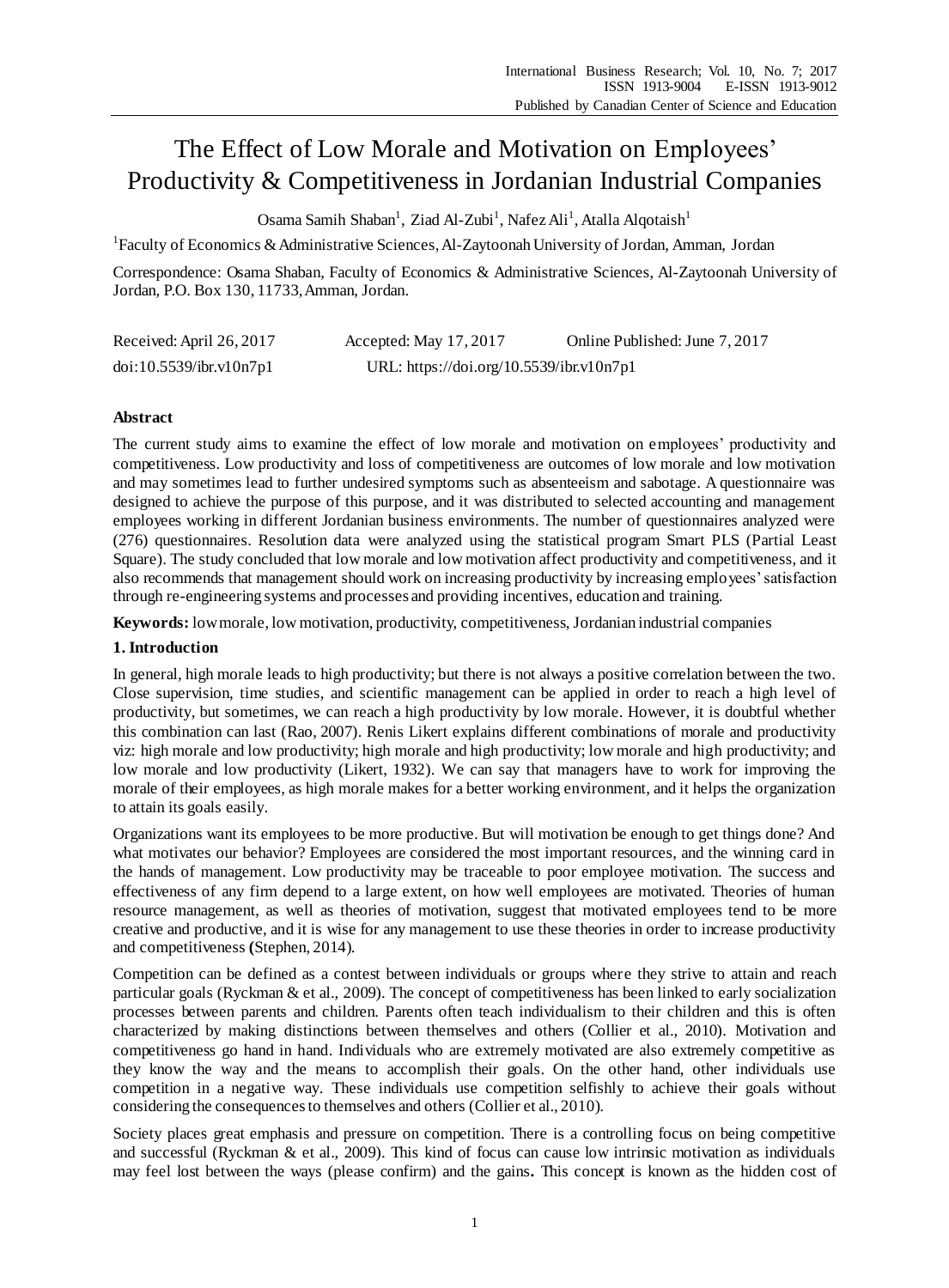# The Effect of Low Morale and Motivation on Employees' Productivity & Competitiveness in Jordanian Industrial Companies

Osama Samih Shaban[1], Ziad Al-Zubi[1], Nafez Ali[1], Atalla Alqotaish[1]

[1]Faculty of Economics & Administrative Sciences, Al-Zaytoonah University of Jordan, Amman, Jordan

Correspondence: Osama Shaban, Faculty of Economics & Administrative Sciences, Al-Zaytoonah University of Jordan, P.O. Box 130, 11733, Amman, Jordan.

Received: April 26, 2017 Accepted: May 17, 2017 Online Published: June 7, 2017

doi:10.5539/ibr.v10n7p1 URL: https://doi.org/10.5539/ibr.v10n7p1

## Abstract

The current study aims to examine the effect of low morale and motivation on employees' productivity and competitiveness. Low productivity and loss of competitiveness are outcomes of low morale and low motivation and may sometimes lead to further undesired symptoms such as absenteeism and sabotage. A questionnaire was designed to achieve the purpose of this purpose, and it was distributed to selected accounting and management employees working in different Jordanian business environments. The number of questionnaires analyzed were (276) questionnaires. Resolution data were analyzed using the statistical program Smart PLS (Partial Least Square). The study concluded that low morale and low motivation affect productivity and competitiveness, and it also recommends that management should work on increasing productivity by increasing employees' satisfaction through re-engineering systems and processes and providing incentives, education and training.

**Keywords:** low morale, low motivation, productivity, competitiveness, Jordanian industrial companies

## 1. Introduction

In general, high morale leads to high productivity; but there is not always a positive correlation between the two. Close supervision, time studies, and scientific management can be applied in order to reach a high level of productivity, but sometimes, we can reach a high productivity by low morale. However, it is doubtful whether this combination can last (Rao, 2007). Renis Likert explains different combinations of morale and productivity viz: high morale and low productivity; high morale and high productivity; low morale and high productivity; and low morale and low productivity (Likert, 1932). We can say that managers have to work for improving the morale of their employees, as high morale makes for a better working environment, and it helps the organization to attain its goals easily.

Organizations want its employees to be more productive. But will motivation be enough to get things done? And what motivates our behavior? Employees are considered the most important resources, and the winning card in the hands of management. Low productivity may be traceable to poor employee motivation. The success and effectiveness of any firm depend to a large extent, on how well employees are motivated. Theories of human resource management, as well as theories of motivation, suggest that motivated employees tend to be more creative and productive, and it is wise for any management to use these theories in order to increase productivity and competitiveness **(**Stephen, 2014).

Competition can be defined as a contest between individuals or groups where they strive to attain and reach particular goals (Ryckman & et al., 2009). The concept of competitiveness has been linked to early socialization processes between parents and children. Parents often teach individualism to their children and this is often characterized by making distinctions between themselves and others (Collier et al., 2010). Motivation and competitiveness go hand in hand. Individuals who are extremely motivated are also extremely competitive as they know the way and the means to accomplish their goals. On the other hand, other individuals use competition in a negative way. These individuals use competition selfishly to achieve their goals without considering the consequences to themselves and others (Collier et al., 2010).

Society places great emphasis and pressure on competition. There is a controlling focus on being competitive and successful (Ryckman & et al., 2009). This kind of focus can cause low intrinsic motivation as individuals may feel lost between the ways (please confirm) and the gains**.** This concept is known as the hidden cost of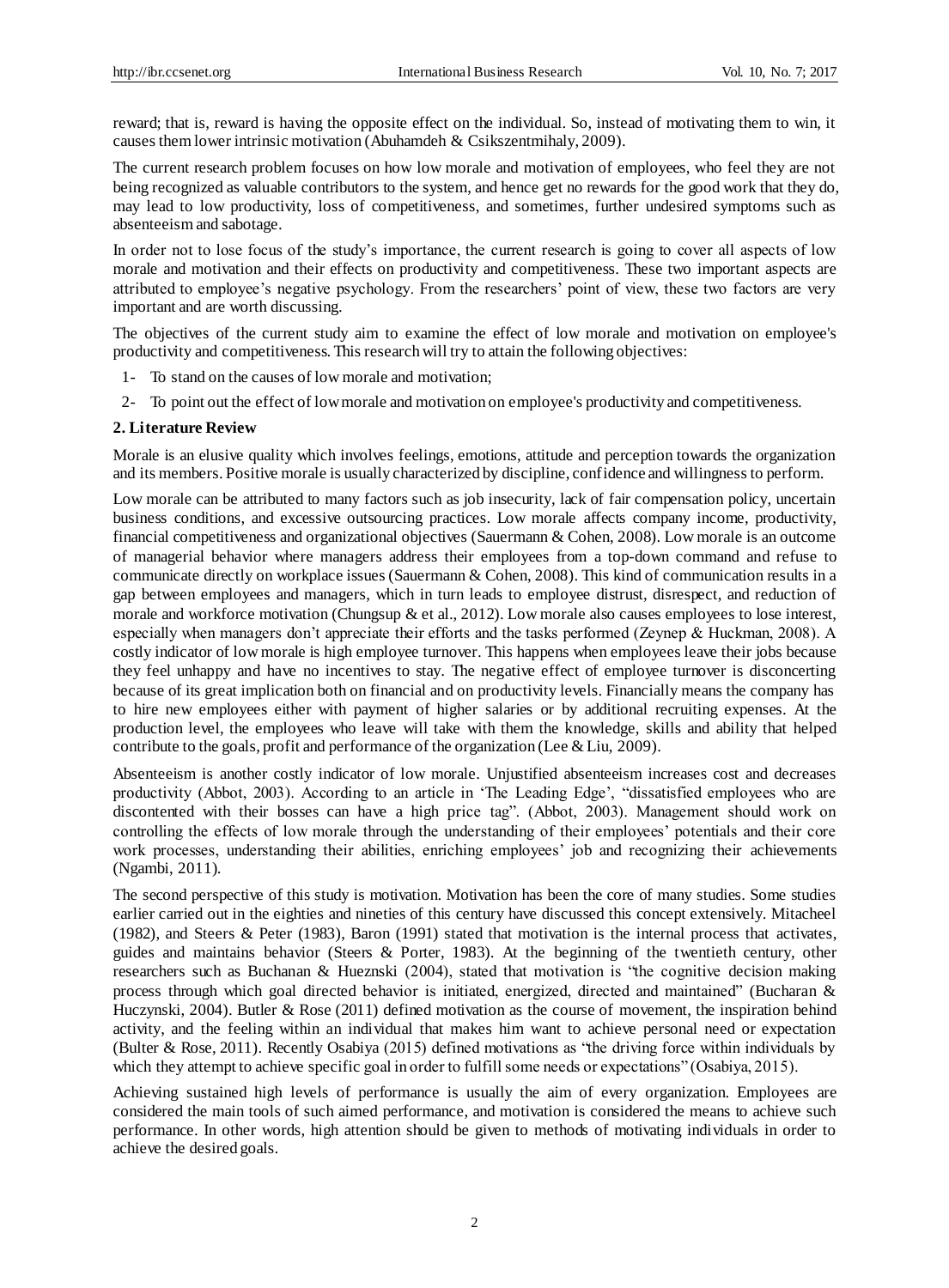reward; that is, reward is having the opposite effect on the individual. So, instead of motivating them to win, it causes them lower intrinsic motivation (Abuhamdeh & Csikszentmihaly, 2009).

The current research problem focuses on how low morale and motivation of employees, who feel they are not being recognized as valuable contributors to the system, and hence get no rewards for the good work that they do, may lead to low productivity, loss of competitiveness, and sometimes, further undesired symptoms such as absenteeism and sabotage.

In order not to lose focus of the study's importance, the current research is going to cover all aspects of low morale and motivation and their effects on productivity and competitiveness. These two important aspects are attributed to employee's negative psychology. From the researchers' point of view, these two factors are very important and are worth discussing.

The objectives of the current study aim to examine the effect of low morale and motivation on employee's productivity and competitiveness. This research will try to attain the following objectives:

1- To stand on the causes of low morale and motivation;

2- To point out the effect of low morale and motivation on employee's productivity and competitiveness.

## 2. Literature Review

Morale is an elusive quality which involves feelings, emotions, attitude and perception towards the organization and its members. Positive morale is usually characterized by discipline, confidence and willingness to perform.

Low morale can be attributed to many factors such as job insecurity, lack of fair compensation policy, uncertain business conditions, and excessive outsourcing practices. Low morale affects company income, productivity, financial competitiveness and organizational objectives (Sauermann & Cohen, 2008). Low morale is an outcome of managerial behavior where managers address their employees from a top-down command and refuse to communicate directly on workplace issues (Sauermann & Cohen, 2008). This kind of communication results in a gap between employees and managers, which in turn leads to employee distrust, disrespect, and reduction of morale and workforce motivation (Chungsup & et al., 2012). Low morale also causes employees to lose interest, especially when managers don't appreciate their efforts and the tasks performed (Zeynep & Huckman, 2008). A costly indicator of low morale is high employee turnover. This happens when employees leave their jobs because they feel unhappy and have no incentives to stay. The negative effect of employee turnover is disconcerting because of its great implication both on financial and on productivity levels. Financially means the company has to hire new employees either with payment of higher salaries or by additional recruiting expenses. At the production level, the employees who leave will take with them the knowledge, skills and ability that helped contribute to the goals, profit and performance of the organization (Lee & Liu, 2009).

Absenteeism is another costly indicator of low morale. Unjustified absenteeism increases cost and decreases productivity (Abbot, 2003). According to an article in 'The Leading Edge', "dissatisfied employees who are discontented with their bosses can have a high price tag". (Abbot, 2003). Management should work on controlling the effects of low morale through the understanding of their employees' potentials and their core work processes, understanding their abilities, enriching employees' job and recognizing their achievements (Ngambi, 2011).

The second perspective of this study is motivation. Motivation has been the core of many studies. Some studies earlier carried out in the eighties and nineties of this century have discussed this concept extensively. Mitacheel (1982), and Steers & Peter (1983), Baron (1991) stated that motivation is the internal process that activates, guides and maintains behavior (Steers & Porter, 1983). At the beginning of the twentieth century, other researchers such as Buchanan & Hueznski (2004), stated that motivation is "the cognitive decision making process through which goal directed behavior is initiated, energized, directed and maintained" (Bucharan & Huczynski, 2004). Butler & Rose (2011) defined motivation as the course of movement, the inspiration behind activity, and the feeling within an individual that makes him want to achieve personal need or expectation (Bulter & Rose, 2011). Recently Osabiya (2015) defined motivations as "the driving force within individuals by which they attempt to achieve specific goal in order to fulfill some needs or expectations" (Osabiya, 2015).

Achieving sustained high levels of performance is usually the aim of every organization. Employees are considered the main tools of such aimed performance, and motivation is considered the means to achieve such performance. In other words, high attention should be given to methods of motivating individuals in order to achieve the desired goals.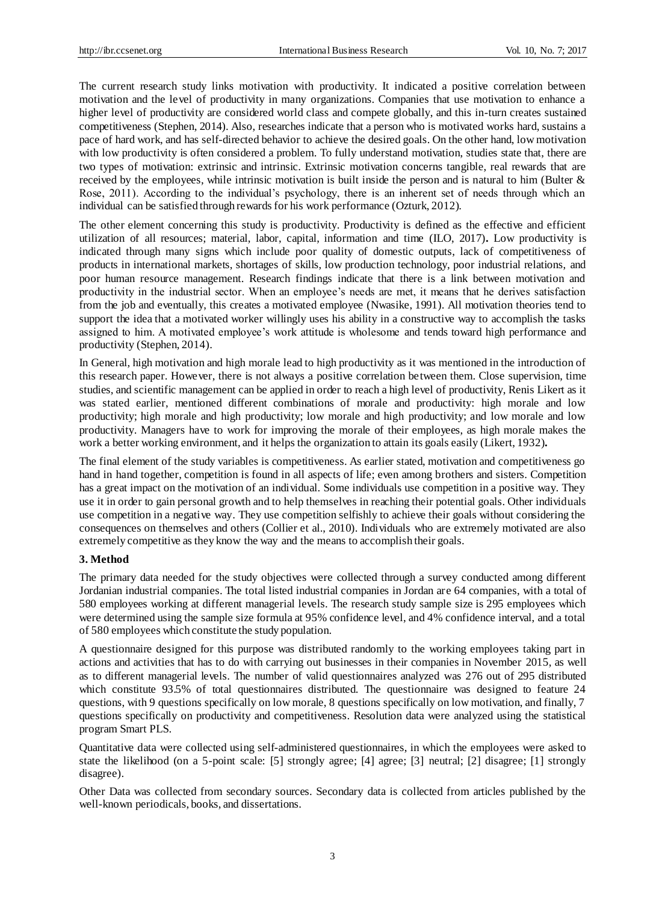The current research study links motivation with productivity. It indicated a positive correlation between motivation and the level of productivity in many organizations. Companies that use motivation to enhance a higher level of productivity are considered world class and compete globally, and this in-turn creates sustained competitiveness (Stephen, 2014). Also, researches indicate that a person who is motivated works hard, sustains a pace of hard work, and has self-directed behavior to achieve the desired goals. On the other hand, low motivation with low productivity is often considered a problem. To fully understand motivation, studies state that, there are two types of motivation: extrinsic and intrinsic. Extrinsic motivation concerns tangible, real rewards that are received by the employees, while intrinsic motivation is built inside the person and is natural to him (Bulter & Rose, 2011). According to the individual's psychology, there is an inherent set of needs through which an individual can be satisfied through rewards for his work performance (Ozturk, 2012).

The other element concerning this study is productivity. Productivity is defined as the effective and efficient utilization of all resources; material, labor, capital, information and time (ILO, 2017). Low productivity is indicated through many signs which include poor quality of domestic outputs, lack of competitiveness of products in international markets, shortages of skills, low production technology, poor industrial relations, and poor human resource management. Research findings indicate that there is a link between motivation and productivity in the industrial sector. When an employee's needs are met, it means that he derives satisfaction from the job and eventually, this creates a motivated employee (Nwasike, 1991). All motivation theories tend to support the idea that a motivated worker willingly uses his ability in a constructive way to accomplish the tasks assigned to him. A motivated employee's work attitude is wholesome and tends toward high performance and productivity (Stephen, 2014).

In General, high motivation and high morale lead to high productivity as it was mentioned in the introduction of this research paper. However, there is not always a positive correlation between them. Close supervision, time studies, and scientific management can be applied in order to reach a high level of productivity, Renis Likert as it was stated earlier, mentioned different combinations of morale and productivity: high morale and low productivity; high morale and high productivity; low morale and high productivity; and low morale and low productivity. Managers have to work for improving the morale of their employees, as high morale makes the work a better working environment, and it helps the organization to attain its goals easily (Likert, 1932).

The final element of the study variables is competitiveness. As earlier stated, motivation and competitiveness go hand in hand together, competition is found in all aspects of life; even among brothers and sisters. Competition has a great impact on the motivation of an individual. Some individuals use competition in a positive way. They use it in order to gain personal growth and to help themselves in reaching their potential goals. Other individuals use competition in a negative way. They use competition selfishly to achieve their goals without considering the consequences on themselves and others (Collier et al., 2010). Individuals who are extremely motivated are also extremely competitive as they know the way and the means to accomplish their goals.

## 3. Method

The primary data needed for the study objectives were collected through a survey conducted among different Jordanian industrial companies. The total listed industrial companies in Jordan are 64 companies, with a total of 580 employees working at different managerial levels. The research study sample size is 295 employees which were determined using the sample size formula at 95% confidence level, and 4% confidence interval, and a total of 580 employees which constitute the study population.

A questionnaire designed for this purpose was distributed randomly to the working employees taking part in actions and activities that has to do with carrying out businesses in their companies in November 2015, as well as to different managerial levels. The number of valid questionnaires analyzed was 276 out of 295 distributed which constitute 93.5% of total questionnaires distributed. The questionnaire was designed to feature 24 questions, with 9 questions specifically on low morale, 8 questions specifically on low motivation, and finally, 7 questions specifically on productivity and competitiveness. Resolution data were analyzed using the statistical program Smart PLS.

Quantitative data were collected using self-administered questionnaires, in which the employees were asked to state the likelihood (on a 5-point scale: [5] strongly agree; [4] agree; [3] neutral; [2] disagree; [1] strongly disagree).

Other Data was collected from secondary sources. Secondary data is collected from articles published by the well-known periodicals, books, and dissertations.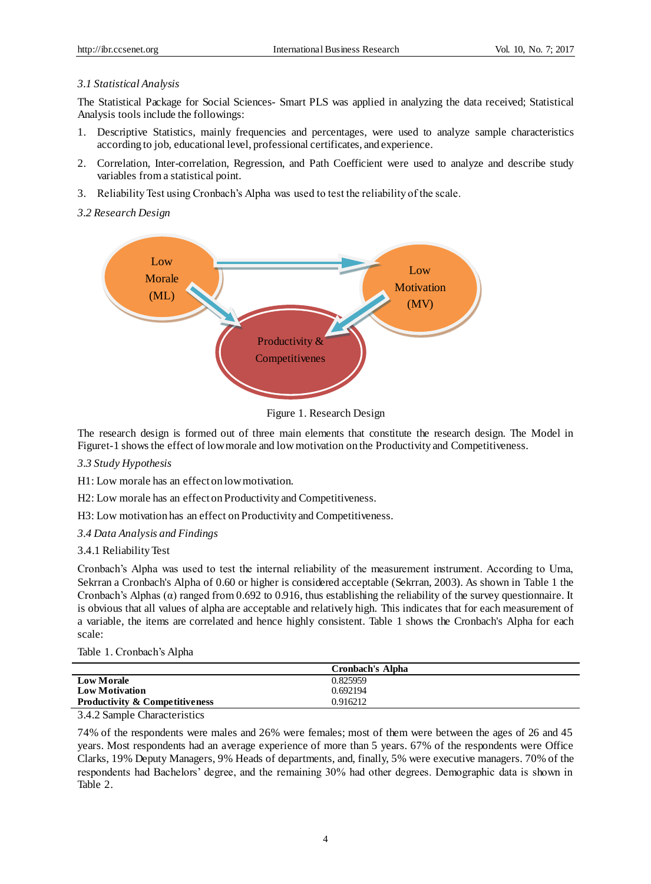*3.1 Statistical Analysis*

The Statistical Package for Social Sciences- Smart PLS was applied in analyzing the data received; Statistical Analysis tools include the followings:

1. Descriptive Statistics, mainly frequencies and percentages, were used to analyze sample characteristics according to job, educational level, professional certificates, and experience.
2. Correlation, Inter-correlation, Regression, and Path Coefficient were used to analyze and describe study variables from a statistical point.
3. Reliability Test using Cronbach's Alpha was used to test the reliability of the scale.

*3.2 Research Design*

Low Morale (ML)

Low Motivation (MV)

Productivity & Competitivenes

Figure 1. Research Design

The research design is formed out of three main elements that constitute the research design. The Model in Figuret-1 shows the effect of low morale and low motivation on the Productivity and Competitiveness.

*3.3 Study Hypothesis*

H1: Low morale has an effect on low motivation.

H2: Low morale has an effect on Productivity and Competitiveness.

H3: Low motivation has an effect on Productivity and Competitiveness.

*3.4 Data Analysis and Findings*

3.4.1 Reliability Test

Cronbach's Alpha was used to test the internal reliability of the measurement instrument. According to Uma, Sekrran a Cronbach's Alpha of 0.60 or higher is considered acceptable (Sekrran, 2003). As shown in Table 1 the Cronbach's Alphas (α) ranged from 0.692 to 0.916, thus establishing the reliability of the survey questionnaire. It is obvious that all values of alpha are acceptable and relatively high. This indicates that for each measurement of a variable, the items are correlated and hence highly consistent. Table 1 shows the Cronbach's Alpha for each scale:

Table 1. Cronbach's Alpha

| | **Cronbach's Alpha** |
|---|---|
| **Low Morale** | 0.825959 |
| **Low Motivation** | 0.692194 |
| **Productivity & Competitiveness** | 0.916212 |

3.4.2 Sample Characteristics

74% of the respondents were males and 26% were females; most of them were between the ages of 26 and 45 years. Most respondents had an average experience of more than 5 years. 67% of the respondents were Office Clarks, 19% Deputy Managers, 9% Heads of departments, and, finally, 5% were executive managers. 70% of the respondents had Bachelors' degree, and the remaining 30% had other degrees. Demographic data is shown in Table 2.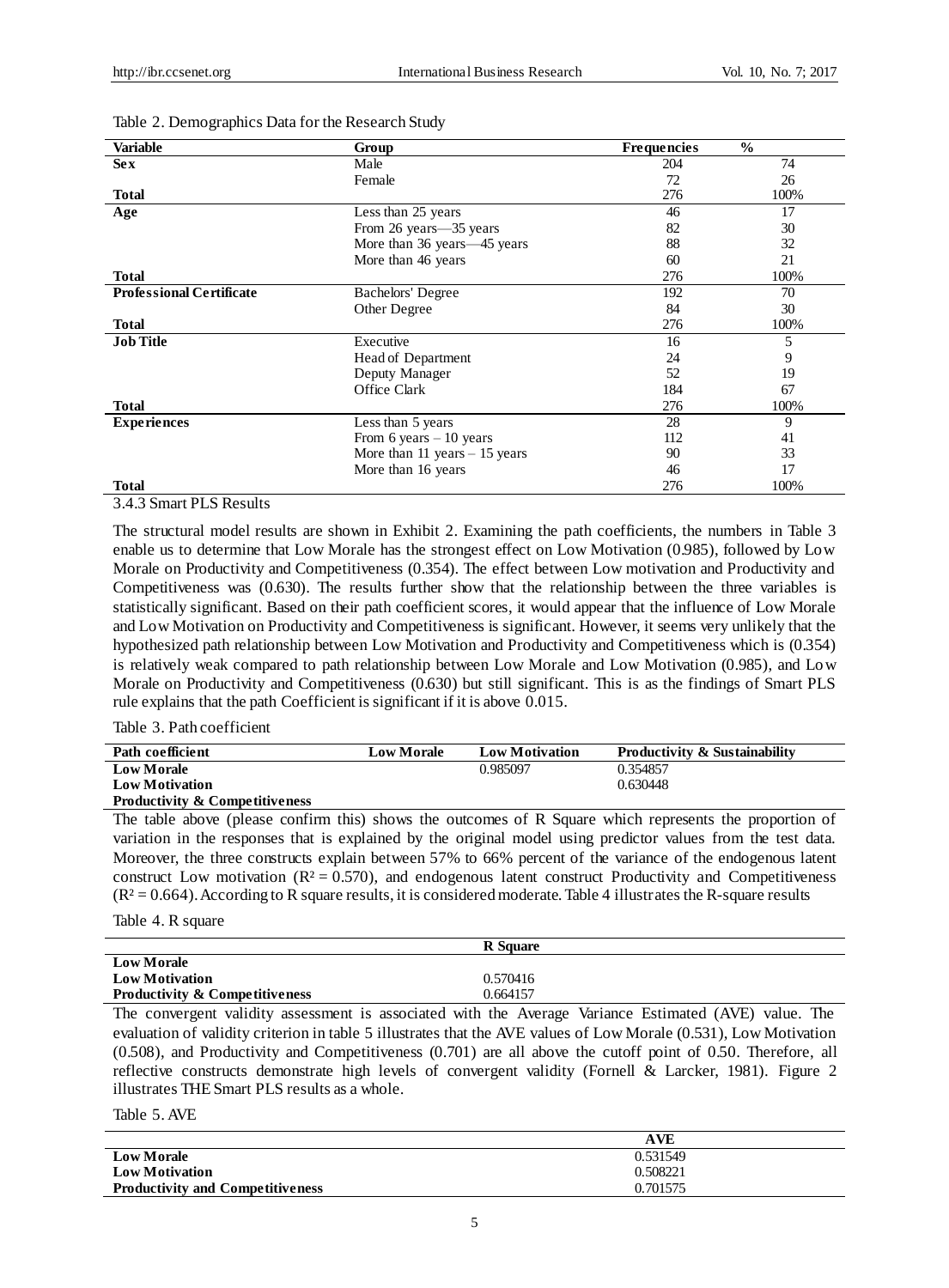Table 2. Demographics Data for the Research Study

| Variable | Group | Frequencies | % |
|---|---|---|---|
| **Sex** | Male | 204 | 74 |
| | Female | 72 | 26 |
| **Total** | | 276 | 100% |
| **Age** | Less than 25 years | 46 | 17 |
| | From 26 years—35 years | 82 | 30 |
| | More than 36 years—45 years | 88 | 32 |
| | More than 46 years | 60 | 21 |
| **Total** | | 276 | 100% |
| **Professional Certificate** | Bachelors' Degree | 192 | 70 |
| | Other Degree | 84 | 30 |
| **Total** | | 276 | 100% |
| **Job Title** | Executive | 16 | 5 |
| | Head of Department | 24 | 9 |
| | Deputy Manager | 52 | 19 |
| | Office Clark | 184 | 67 |
| **Total** | | 276 | 100% |
| **Experiences** | Less than 5 years | 28 | 9 |
| | From 6 years – 10 years | 112 | 41 |
| | More than 11 years – 15 years | 90 | 33 |
| | More than 16 years | 46 | 17 |
| **Total** | | 276 | 100% |

3.4.3 Smart PLS Results

The structural model results are shown in Exhibit 2. Examining the path coefficients, the numbers in Table 3 enable us to determine that Low Morale has the strongest effect on Low Motivation (0.985), followed by Low Morale on Productivity and Competitiveness (0.354). The effect between Low motivation and Productivity and Competitiveness was (0.630). The results further show that the relationship between the three variables is statistically significant. Based on their path coefficient scores, it would appear that the influence of Low Morale and Low Motivation on Productivity and Competitiveness is significant. However, it seems very unlikely that the hypothesized path relationship between Low Motivation and Productivity and Competitiveness which is (0.354) is relatively weak compared to path relationship between Low Morale and Low Motivation (0.985), and Low Morale on Productivity and Competitiveness (0.630) but still significant. This is as the findings of Smart PLS rule explains that the path Coefficient is significant if it is above 0.015.

Table 3. Path coefficient

| Path coefficient | Low Morale | Low Motivation | Productivity & Sustainability |
|---|---|---|---|
| **Low Morale** | | 0.985097 | 0.354857 |
| **Low Motivation** | | | 0.630448 |
| **Productivity & Competitiveness** | | | |

The table above (please confirm this) shows the outcomes of R Square which represents the proportion of variation in the responses that is explained by the original model using predictor values from the test data. Moreover, the three constructs explain between 57% to 66% percent of the variance of the endogenous latent construct Low motivation ($R^2 = 0.570$), and endogenous latent construct Productivity and Competitiveness ($R^2 = 0.664$). According to R square results, it is considered moderate. Table 4 illustrates the R-square results

Table 4. R square

| | R Square |
|---|---|
| **Low Morale** | |
| **Low Motivation** | 0.570416 |
| **Productivity & Competitiveness** | 0.664157 |

The convergent validity assessment is associated with the Average Variance Estimated (AVE) value. The evaluation of validity criterion in table 5 illustrates that the AVE values of Low Morale (0.531), Low Motivation (0.508), and Productivity and Competitiveness (0.701) are all above the cutoff point of 0.50. Therefore, all reflective constructs demonstrate high levels of convergent validity (Fornell & Larcker, 1981). Figure 2 illustrates THE Smart PLS results as a whole.

Table 5. AVE

| | AVE |
|---|---|
| **Low Morale** | 0.531549 |
| **Low Motivation** | 0.508221 |
| **Productivity and Competitiveness** | 0.701575 |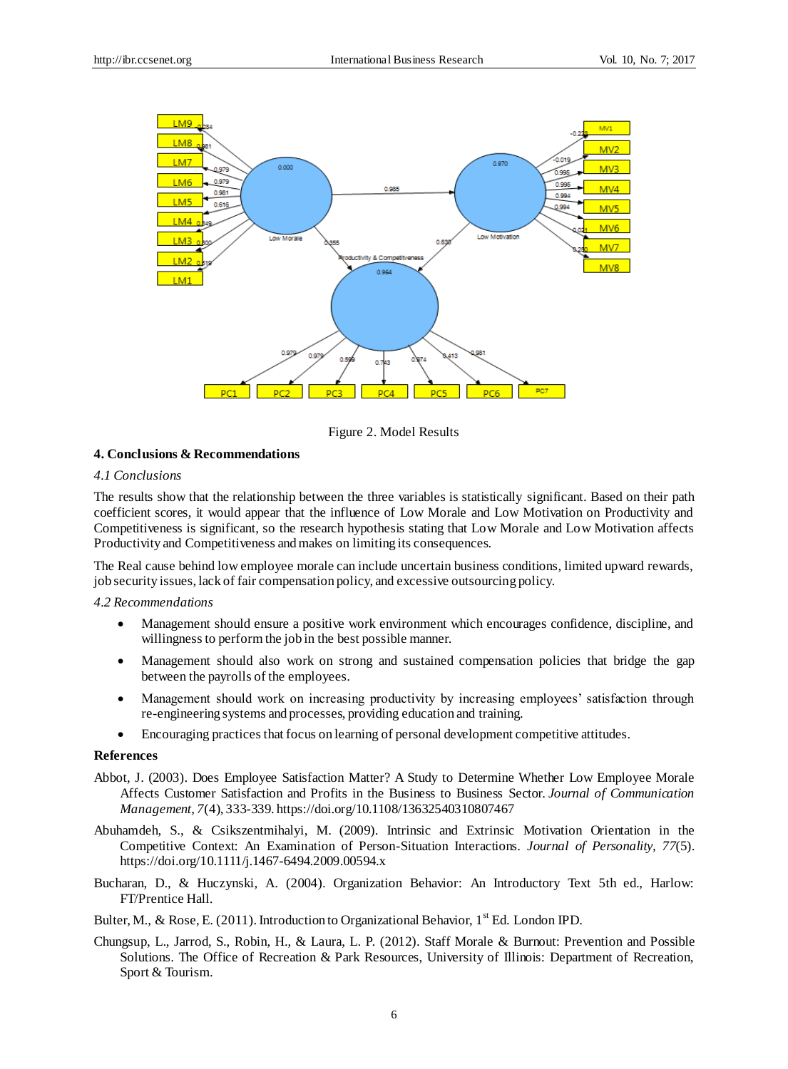Figure 2. Model Results

## 4. Conclusions & Recommendations

### *4.1 Conclusions*

The results show that the relationship between the three variables is statistically significant. Based on their path coefficient scores, it would appear that the influence of Low Morale and Low Motivation on Productivity and Competitiveness is significant, so the research hypothesis stating that Low Morale and Low Motivation affects Productivity and Competitiveness and makes on limiting its consequences.

The Real cause behind low employee morale can include uncertain business conditions, limited upward rewards, job security issues, lack of fair compensation policy, and excessive outsourcing policy.

### *4.2 Recommendations*

- Management should ensure a positive work environment which encourages confidence, discipline, and willingness to perform the job in the best possible manner.
- Management should also work on strong and sustained compensation policies that bridge the gap between the payrolls of the employees.
- Management should work on increasing productivity by increasing employees' satisfaction through re-engineering systems and processes, providing education and training.
- Encouraging practices that focus on learning of personal development competitive attitudes.

## References

Abbot, J. (2003). Does Employee Satisfaction Matter? A Study to Determine Whether Low Employee Morale Affects Customer Satisfaction and Profits in the Business to Business Sector. *Journal of Communication Management, 7*(4), 333-339. https://doi.org/10.1108/13632540310807467

Abuhamdeh, S., & Csikszentmihalyi, M. (2009). Intrinsic and Extrinsic Motivation Orientation in the Competitive Context: An Examination of Person-Situation Interactions. *Journal of Personality, 77*(5). https://doi.org/10.1111/j.1467-6494.2009.00594.x

Bucharan, D., & Huczynski, A. (2004). Organization Behavior: An Introductory Text 5th ed., Harlow: FT/Prentice Hall.

Bulter, M., & Rose, E. (2011). Introduction to Organizational Behavior, 1st Ed. London IPD.

Chungsup, L., Jarrod, S., Robin, H., & Laura, L. P. (2012). Staff Morale & Burnout: Prevention and Possible Solutions. The Office of Recreation & Park Resources, University of Illinois: Department of Recreation, Sport & Tourism.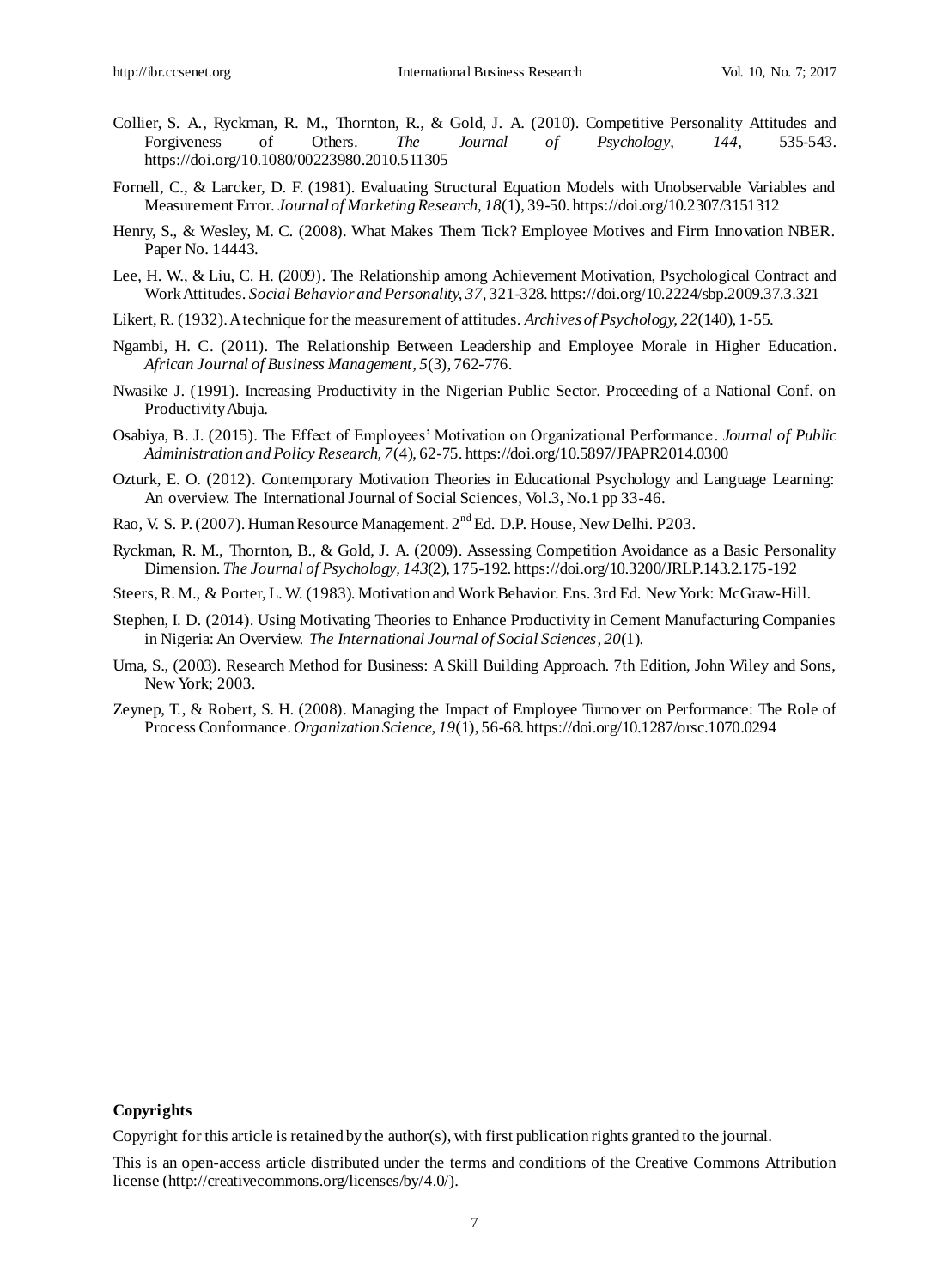Collier, S. A., Ryckman, R. M., Thornton, R., & Gold, J. A. (2010). Competitive Personality Attitudes and Forgiveness of Others. *The Journal of Psychology, 144*, 535-543. https://doi.org/10.1080/00223980.2010.511305

Fornell, C., & Larcker, D. F. (1981). Evaluating Structural Equation Models with Unobservable Variables and Measurement Error. *Journal of Marketing Research, 18*(1), 39-50. https://doi.org/10.2307/3151312

Henry, S., & Wesley, M. C. (2008). What Makes Them Tick? Employee Motives and Firm Innovation NBER. Paper No. 14443.

Lee, H. W., & Liu, C. H. (2009). The Relationship among Achievement Motivation, Psychological Contract and Work Attitudes. *Social Behavior and Personality, 37*, 321-328. https://doi.org/10.2224/sbp.2009.37.3.321

Likert, R. (1932). A technique for the measurement of attitudes. *Archives of Psychology, 22*(140), 1-55.

Ngambi, H. C. (2011). The Relationship Between Leadership and Employee Morale in Higher Education. *African Journal of Business Management, 5*(3), 762-776.

Nwasike J. (1991). Increasing Productivity in the Nigerian Public Sector. Proceeding of a National Conf. on Productivity Abuja.

Osabiya, B. J. (2015). The Effect of Employees' Motivation on Organizational Performance. *Journal of Public Administration and Policy Research, 7*(4), 62-75. https://doi.org/10.5897/JPAPR2014.0300

Ozturk, E. O. (2012). Contemporary Motivation Theories in Educational Psychology and Language Learning: An overview. The International Journal of Social Sciences, Vol.3, No.1 pp 33-46.

Rao, V. S. P. (2007). Human Resource Management. 2nd Ed. D.P. House, New Delhi. P203.

Ryckman, R. M., Thornton, B., & Gold, J. A. (2009). Assessing Competition Avoidance as a Basic Personality Dimension. *The Journal of Psychology, 143*(2), 175-192. https://doi.org/10.3200/JRLP.143.2.175-192

Steers, R. M., & Porter, L. W. (1983). Motivation and Work Behavior. Ens. 3rd Ed. New York: McGraw-Hill.

Stephen, I. D. (2014). Using Motivating Theories to Enhance Productivity in Cement Manufacturing Companies in Nigeria: An Overview. *The International Journal of Social Sciences, 20*(1).

Uma, S., (2003). Research Method for Business: A Skill Building Approach. 7th Edition, John Wiley and Sons, New York; 2003.

Zeynep, T., & Robert, S. H. (2008). Managing the Impact of Employee Turnover on Performance: The Role of Process Conformance. *Organization Science, 19*(1), 56-68. https://doi.org/10.1287/orsc.1070.0294

**Copyrights**

Copyright for this article is retained by the author(s), with first publication rights granted to the journal.

This is an open-access article distributed under the terms and conditions of the Creative Commons Attribution license (http://creativecommons.org/licenses/by/4.0/).